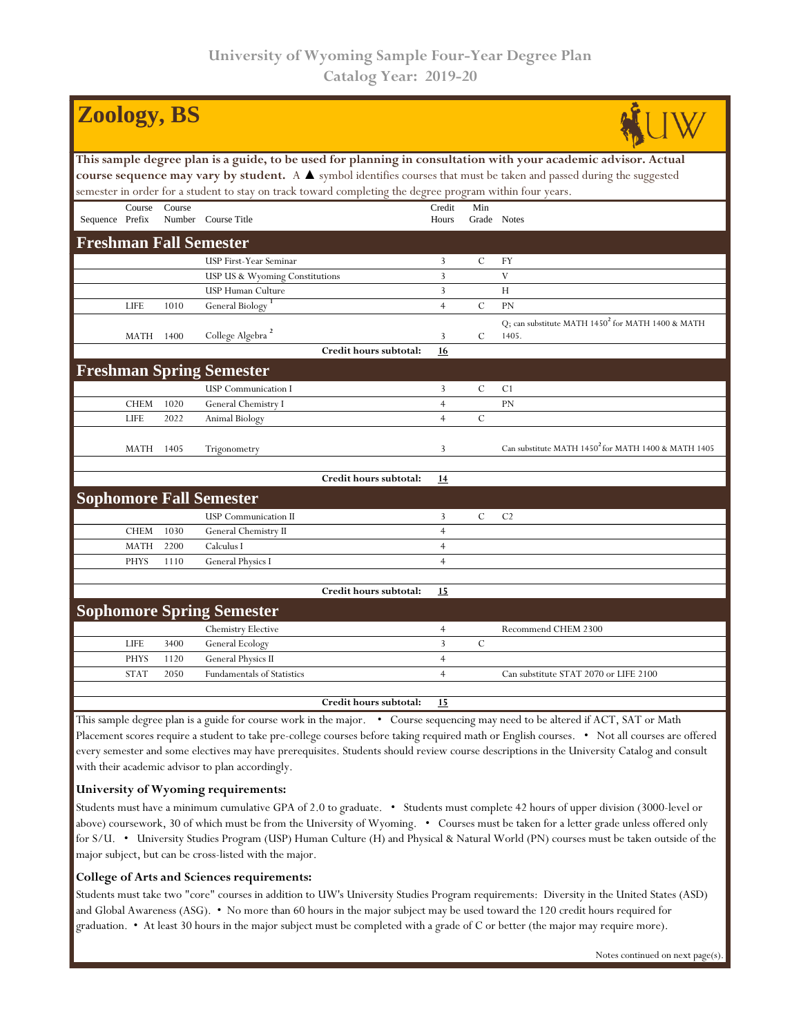# University of Wyoming Sample Four-Year Degree Plan
## Catalog Year: 2019-20

# Zoology, BS

**This sample degree plan is a guide, to be used for planning in consultation with your academic advisor. Actual course sequence may vary by student.** A ▲ symbol identifies courses that must be taken and passed during the suggested semester in order for a student to stay on track toward completing the degree program within four years.

| Sequence | Course Prefix | Course Number | Course Title | Credit Hours | Min Grade | Notes |
|---|---|---|---|---|---|---|
| **Freshman Fall Semester** | | | | | | |
| | | | USP First-Year Seminar | 3 | C | FY |
| | | | USP US & Wyoming Constitutions | 3 | | V |
| | | | USP Human Culture | 3 | | H |
| | LIFE | 1010 | General Biology [1] | 4 | C | PN |
| | MATH | 1400 | College Algebra [2] | 3 | C | Q; can substitute MATH 1450[2] for MATH 1400 & MATH 1405. |
| | | | **Credit hours subtotal:** | **16** | | |
| **Freshman Spring Semester** | | | | | | |
| | | | USP Communication I | 3 | C | C1 |
| | CHEM | 1020 | General Chemistry I | 4 | | PN |
| | LIFE | 2022 | Animal Biology | 4 | C | |
| | MATH | 1405 | Trigonometry | 3 | | Can substitute MATH 1450[2] for MATH 1400 & MATH 1405 |
| | | | **Credit hours subtotal:** | **14** | | |
| **Sophomore Fall Semester** | | | | | | |
| | | | USP Communication II | 3 | C | C2 |
| | CHEM | 1030 | General Chemistry II | 4 | | |
| | MATH | 2200 | Calculus I | 4 | | |
| | PHYS | 1110 | General Physics I | 4 | | |
| | | | **Credit hours subtotal:** | **15** | | |
| **Sophomore Spring Semester** | | | | | | |
| | | | Chemistry Elective | 4 | | Recommend CHEM 2300 |
| | LIFE | 3400 | General Ecology | 3 | C | |
| | PHYS | 1120 | General Physics II | 4 | | |
| | STAT | 2050 | Fundamentals of Statistics | 4 | | Can substitute STAT 2070 or LIFE 2100 |
| | | | **Credit hours subtotal:** | **15** | | |

This sample degree plan is a guide for course work in the major. • Course sequencing may need to be altered if ACT, SAT or Math Placement scores require a student to take pre-college courses before taking required math or English courses. • Not all courses are offered every semester and some electives may have prerequisites. Students should review course descriptions in the University Catalog and consult with their academic advisor to plan accordingly.

### University of Wyoming requirements:

Students must have a minimum cumulative GPA of 2.0 to graduate. • Students must complete 42 hours of upper division (3000-level or above) coursework, 30 of which must be from the University of Wyoming. • Courses must be taken for a letter grade unless offered only for S/U. • University Studies Program (USP) Human Culture (H) and Physical & Natural World (PN) courses must be taken outside of the major subject, but can be cross-listed with the major.

### College of Arts and Sciences requirements:

Students must take two "core" courses in addition to UW's University Studies Program requirements: Diversity in the United States (ASD) and Global Awareness (ASG). • No more than 60 hours in the major subject may be used toward the 120 credit hours required for graduation. • At least 30 hours in the major subject must be completed with a grade of C or better (the major may require more).

Notes continued on next page(s).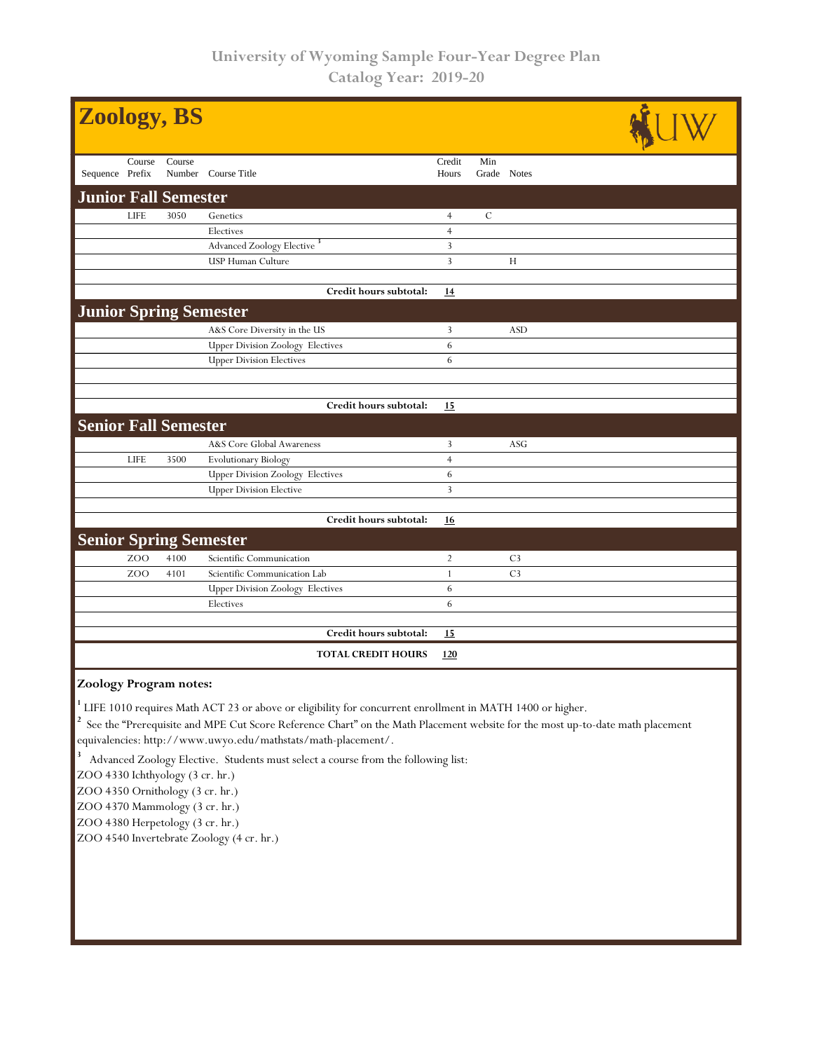University of Wyoming Sample Four-Year Degree Plan
Catalog Year: 2019-20

# Zoology, BS

| Sequence | Course Prefix | Course Number | Course Title | Credit Hours | Min Grade | Notes |
|---|---|---|---|---|---|---|
| **Junior Fall Semester** | | | | | | |
| | LIFE | 3050 | Genetics | 4 | C | |
| | | | Electives | 4 | | |
| | | | Advanced Zoology Elective [3] | 3 | | |
| | | | USP Human Culture | 3 | | H |
| | | | **Credit hours subtotal:** | **14** | | |
| **Junior Spring Semester** | | | | | | |
| | | | A&S Core Diversity in the US | 3 | | ASD |
| | | | Upper Division Zoology Electives | 6 | | |
| | | | Upper Division Electives | 6 | | |
| | | | **Credit hours subtotal:** | **15** | | |
| **Senior Fall Semester** | | | | | | |
| | | | A&S Core Global Awareness | 3 | | ASG |
| | LIFE | 3500 | Evolutionary Biology | 4 | | |
| | | | Upper Division Zoology Electives | 6 | | |
| | | | Upper Division Elective | 3 | | |
| | | | **Credit hours subtotal:** | **16** | | |
| **Senior Spring Semester** | | | | | | |
| | ZOO | 4100 | Scientific Communication | 2 | | C3 |
| | ZOO | 4101 | Scientific Communication Lab | 1 | | C3 |
| | | | Upper Division Zoology Electives | 6 | | |
| | | | Electives | 6 | | |
| | | | **Credit hours subtotal:** | **15** | | |
| | | | **TOTAL CREDIT HOURS** | **120** | | |

**Zoology Program notes:**

[1] LIFE 1010 requires Math ACT 23 or above or eligibility for concurrent enrollment in MATH 1400 or higher.

[2] See the "Prerequisite and MPE Cut Score Reference Chart" on the Math Placement website for the most up-to-date math placement equivalencies: http://www.uwyo.edu/mathstats/math-placement/.

[3] Advanced Zoology Elective. Students must select a course from the following list:

ZOO 4330 Ichthyology (3 cr. hr.)
ZOO 4350 Ornithology (3 cr. hr.)
ZOO 4370 Mammology (3 cr. hr.)
ZOO 4380 Herpetology (3 cr. hr.)
ZOO 4540 Invertebrate Zoology (4 cr. hr.)